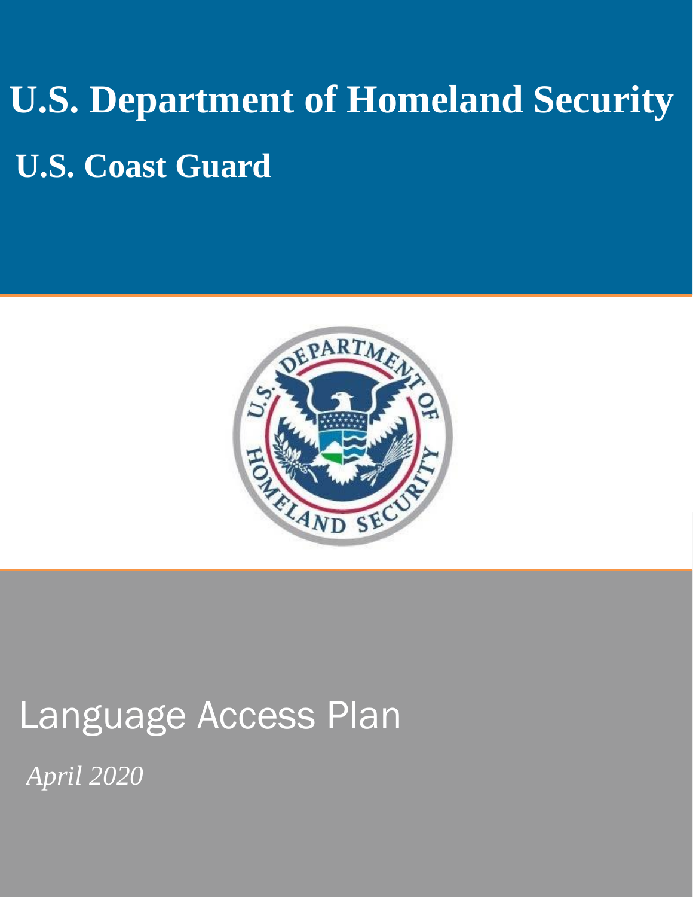# U.S. Department of Homeland Security

## U.S. Coast Guard

# Language Access Plan

*April 2020*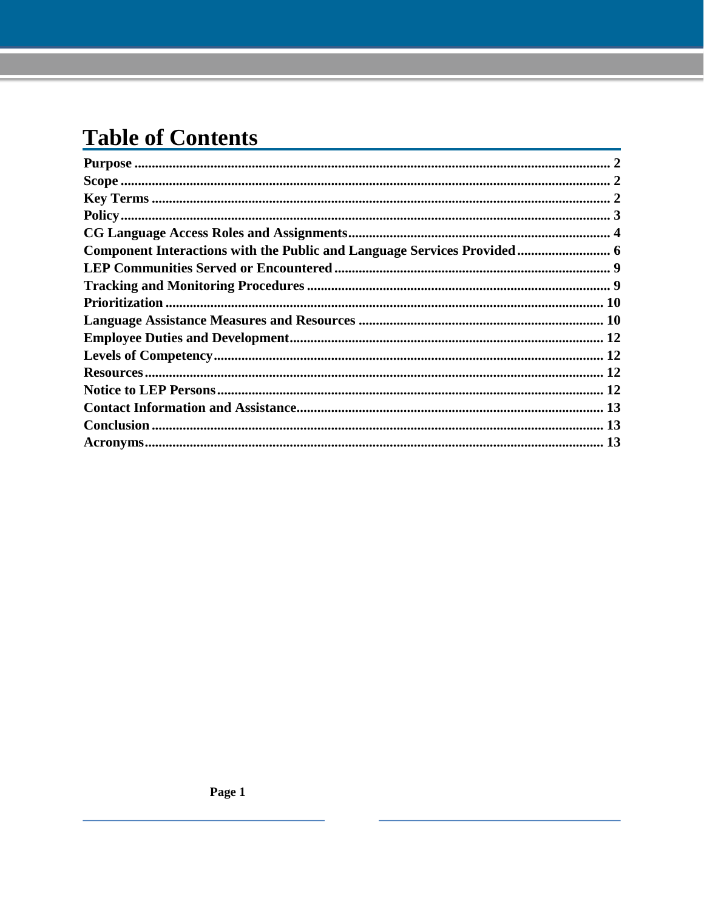# Table of Contents

- **Purpose** ........ 2
- **Scope** ........ 2
- **Key Terms** ........ 2
- **Policy** ........ 3
- **CG Language Access Roles and Assignments** ........ 4
- **Component Interactions with the Public and Language Services Provided** ........ 6
- **LEP Communities Served or Encountered** ........ 9
- **Tracking and Monitoring Procedures** ........ 9
- **Prioritization** ........ 10
- **Language Assistance Measures and Resources** ........ 10
- **Employee Duties and Development** ........ 12
- **Levels of Competency** ........ 12
- **Resources** ........ 12
- **Notice to LEP Persons** ........ 12
- **Contact Information and Assistance** ........ 13
- **Conclusion** ........ 13
- **Acronyms** ........ 13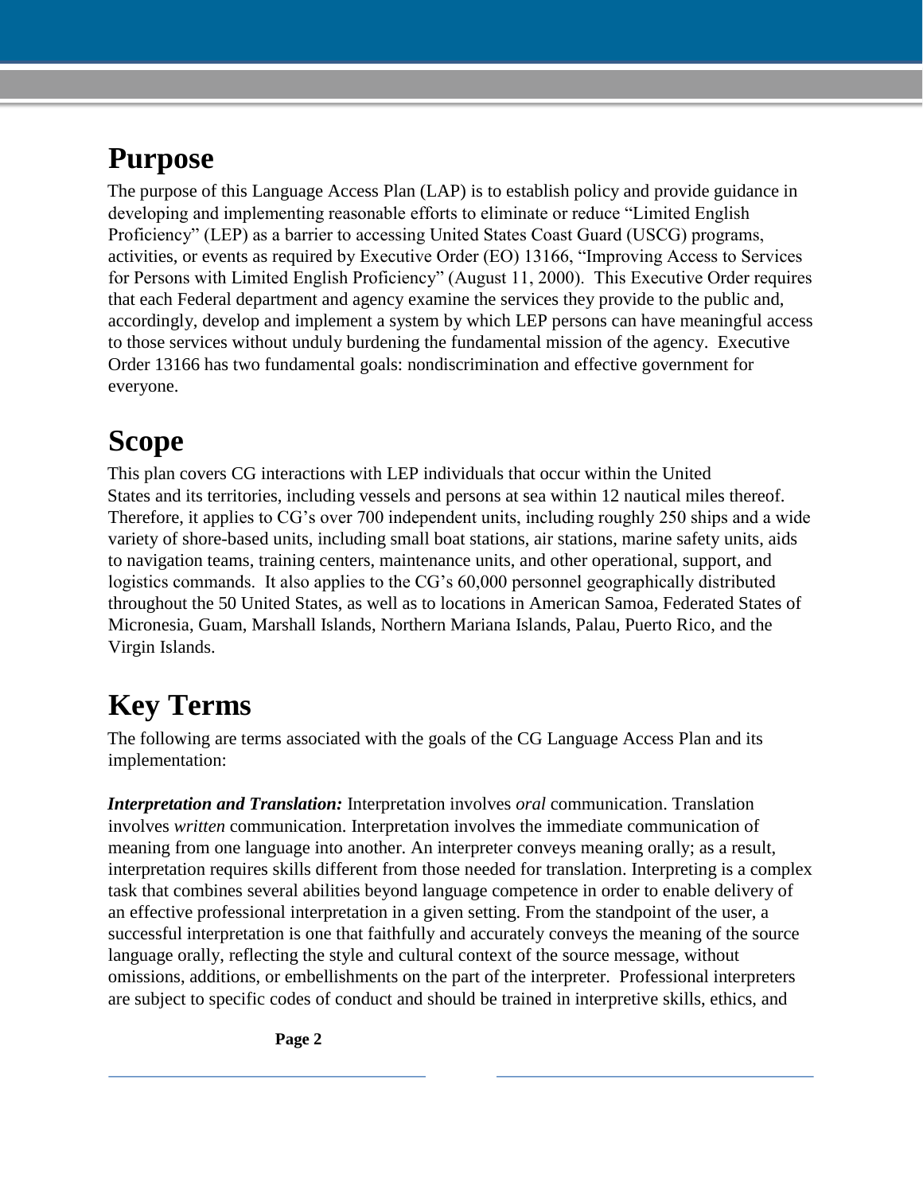# Purpose

The purpose of this Language Access Plan (LAP) is to establish policy and provide guidance in developing and implementing reasonable efforts to eliminate or reduce "Limited English Proficiency" (LEP) as a barrier to accessing United States Coast Guard (USCG) programs, activities, or events as required by Executive Order (EO) 13166, "Improving Access to Services for Persons with Limited English Proficiency" (August 11, 2000). This Executive Order requires that each Federal department and agency examine the services they provide to the public and, accordingly, develop and implement a system by which LEP persons can have meaningful access to those services without unduly burdening the fundamental mission of the agency. Executive Order 13166 has two fundamental goals: nondiscrimination and effective government for everyone.

# Scope

This plan covers CG interactions with LEP individuals that occur within the United States and its territories, including vessels and persons at sea within 12 nautical miles thereof. Therefore, it applies to CG's over 700 independent units, including roughly 250 ships and a wide variety of shore-based units, including small boat stations, air stations, marine safety units, aids to navigation teams, training centers, maintenance units, and other operational, support, and logistics commands. It also applies to the CG's 60,000 personnel geographically distributed throughout the 50 United States, as well as to locations in American Samoa, Federated States of Micronesia, Guam, Marshall Islands, Northern Mariana Islands, Palau, Puerto Rico, and the Virgin Islands.

# Key Terms

The following are terms associated with the goals of the CG Language Access Plan and its implementation:

***Interpretation and Translation:*** Interpretation involves *oral* communication. Translation involves *written* communication. Interpretation involves the immediate communication of meaning from one language into another. An interpreter conveys meaning orally; as a result, interpretation requires skills different from those needed for translation. Interpreting is a complex task that combines several abilities beyond language competence in order to enable delivery of an effective professional interpretation in a given setting. From the standpoint of the user, a successful interpretation is one that faithfully and accurately conveys the meaning of the source language orally, reflecting the style and cultural context of the source message, without omissions, additions, or embellishments on the part of the interpreter. Professional interpreters are subject to specific codes of conduct and should be trained in interpretive skills, ethics, and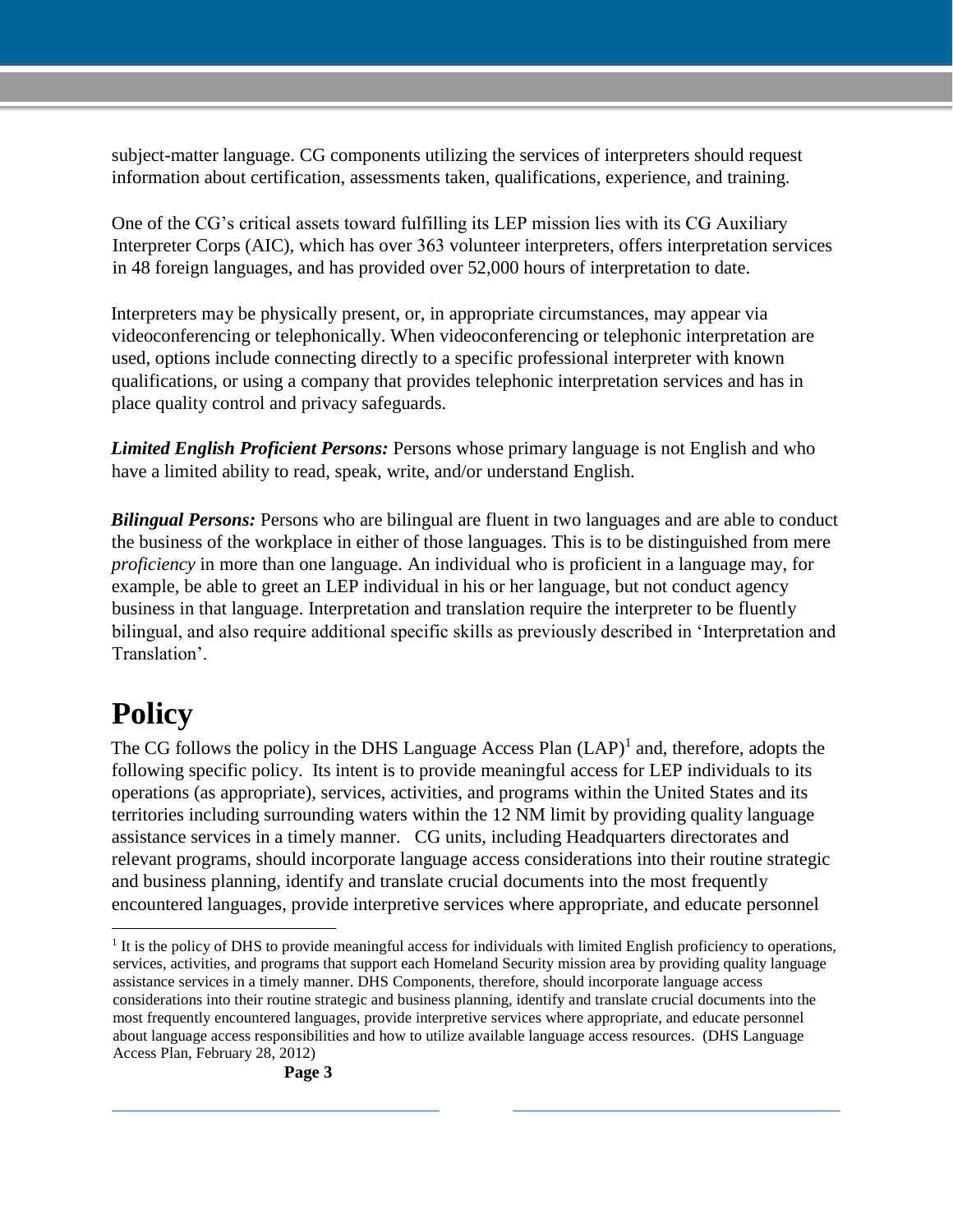subject-matter language. CG components utilizing the services of interpreters should request information about certification, assessments taken, qualifications, experience, and training.

One of the CG's critical assets toward fulfilling its LEP mission lies with its CG Auxiliary Interpreter Corps (AIC), which has over 363 volunteer interpreters, offers interpretation services in 48 foreign languages, and has provided over 52,000 hours of interpretation to date.

Interpreters may be physically present, or, in appropriate circumstances, may appear via videoconferencing or telephonically. When videoconferencing or telephonic interpretation are used, options include connecting directly to a specific professional interpreter with known qualifications, or using a company that provides telephonic interpretation services and has in place quality control and privacy safeguards.

***Limited English Proficient Persons:*** Persons whose primary language is not English and who have a limited ability to read, speak, write, and/or understand English.

***Bilingual Persons:*** Persons who are bilingual are fluent in two languages and are able to conduct the business of the workplace in either of those languages. This is to be distinguished from mere *proficiency* in more than one language. An individual who is proficient in a language may, for example, be able to greet an LEP individual in his or her language, but not conduct agency business in that language. Interpretation and translation require the interpreter to be fluently bilingual, and also require additional specific skills as previously described in 'Interpretation and Translation'.

# Policy

The CG follows the policy in the DHS Language Access Plan (LAP)[1] and, therefore, adopts the following specific policy. Its intent is to provide meaningful access for LEP individuals to its operations (as appropriate), services, activities, and programs within the United States and its territories including surrounding waters within the 12 NM limit by providing quality language assistance services in a timely manner. CG units, including Headquarters directorates and relevant programs, should incorporate language access considerations into their routine strategic and business planning, identify and translate crucial documents into the most frequently encountered languages, provide interpretive services where appropriate, and educate personnel

[1] It is the policy of DHS to provide meaningful access for individuals with limited English proficiency to operations, services, activities, and programs that support each Homeland Security mission area by providing quality language assistance services in a timely manner. DHS Components, therefore, should incorporate language access considerations into their routine strategic and business planning, identify and translate crucial documents into the most frequently encountered languages, provide interpretive services where appropriate, and educate personnel about language access responsibilities and how to utilize available language access resources. (DHS Language Access Plan, February 28, 2012)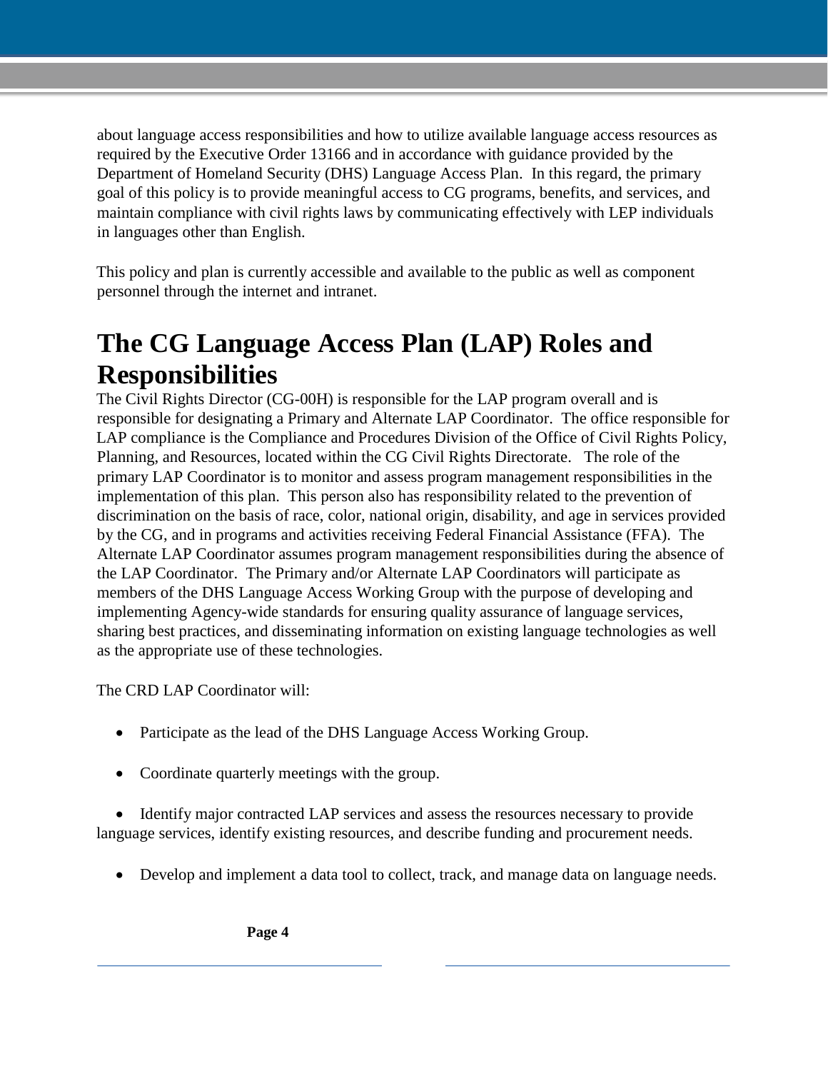about language access responsibilities and how to utilize available language access resources as required by the Executive Order 13166 and in accordance with guidance provided by the Department of Homeland Security (DHS) Language Access Plan. In this regard, the primary goal of this policy is to provide meaningful access to CG programs, benefits, and services, and maintain compliance with civil rights laws by communicating effectively with LEP individuals in languages other than English.

This policy and plan is currently accessible and available to the public as well as component personnel through the internet and intranet.

# The CG Language Access Plan (LAP) Roles and Responsibilities

The Civil Rights Director (CG-00H) is responsible for the LAP program overall and is responsible for designating a Primary and Alternate LAP Coordinator. The office responsible for LAP compliance is the Compliance and Procedures Division of the Office of Civil Rights Policy, Planning, and Resources, located within the CG Civil Rights Directorate. The role of the primary LAP Coordinator is to monitor and assess program management responsibilities in the implementation of this plan. This person also has responsibility related to the prevention of discrimination on the basis of race, color, national origin, disability, and age in services provided by the CG, and in programs and activities receiving Federal Financial Assistance (FFA). The Alternate LAP Coordinator assumes program management responsibilities during the absence of the LAP Coordinator. The Primary and/or Alternate LAP Coordinators will participate as members of the DHS Language Access Working Group with the purpose of developing and implementing Agency-wide standards for ensuring quality assurance of language services, sharing best practices, and disseminating information on existing language technologies as well as the appropriate use of these technologies.

The CRD LAP Coordinator will:

- Participate as the lead of the DHS Language Access Working Group.
- Coordinate quarterly meetings with the group.
- Identify major contracted LAP services and assess the resources necessary to provide language services, identify existing resources, and describe funding and procurement needs.
- Develop and implement a data tool to collect, track, and manage data on language needs.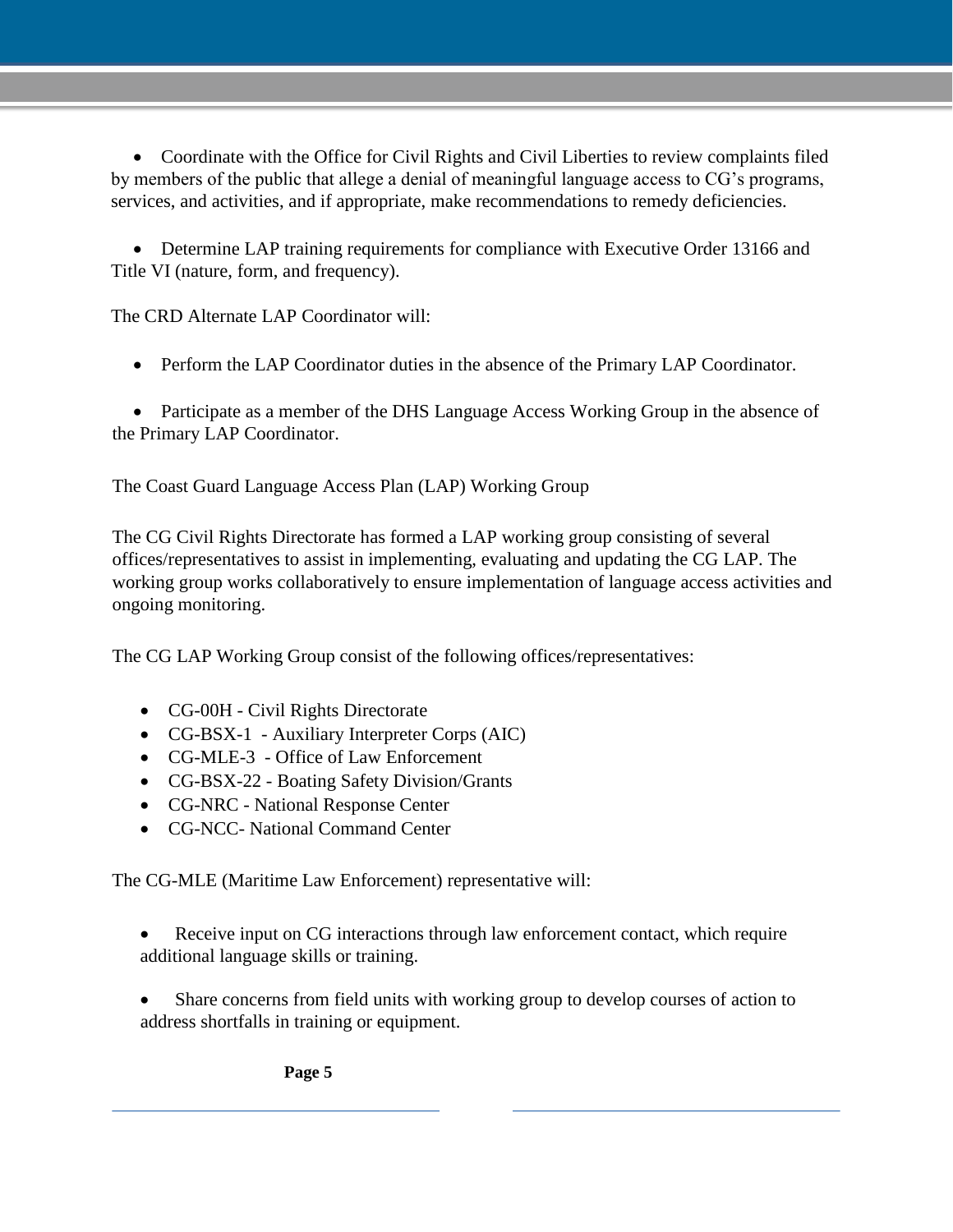- Coordinate with the Office for Civil Rights and Civil Liberties to review complaints filed by members of the public that allege a denial of meaningful language access to CG's programs, services, and activities, and if appropriate, make recommendations to remedy deficiencies.

- Determine LAP training requirements for compliance with Executive Order 13166 and Title VI (nature, form, and frequency).

The CRD Alternate LAP Coordinator will:

- Perform the LAP Coordinator duties in the absence of the Primary LAP Coordinator.

- Participate as a member of the DHS Language Access Working Group in the absence of the Primary LAP Coordinator.

The Coast Guard Language Access Plan (LAP) Working Group

The CG Civil Rights Directorate has formed a LAP working group consisting of several offices/representatives to assist in implementing, evaluating and updating the CG LAP. The working group works collaboratively to ensure implementation of language access activities and ongoing monitoring.

The CG LAP Working Group consist of the following offices/representatives:

- CG-00H - Civil Rights Directorate
- CG-BSX-1 - Auxiliary Interpreter Corps (AIC)
- CG-MLE-3 - Office of Law Enforcement
- CG-BSX-22 - Boating Safety Division/Grants
- CG-NRC - National Response Center
- CG-NCC- National Command Center

The CG-MLE (Maritime Law Enforcement) representative will:

- Receive input on CG interactions through law enforcement contact, which require additional language skills or training.

- Share concerns from field units with working group to develop courses of action to address shortfalls in training or equipment.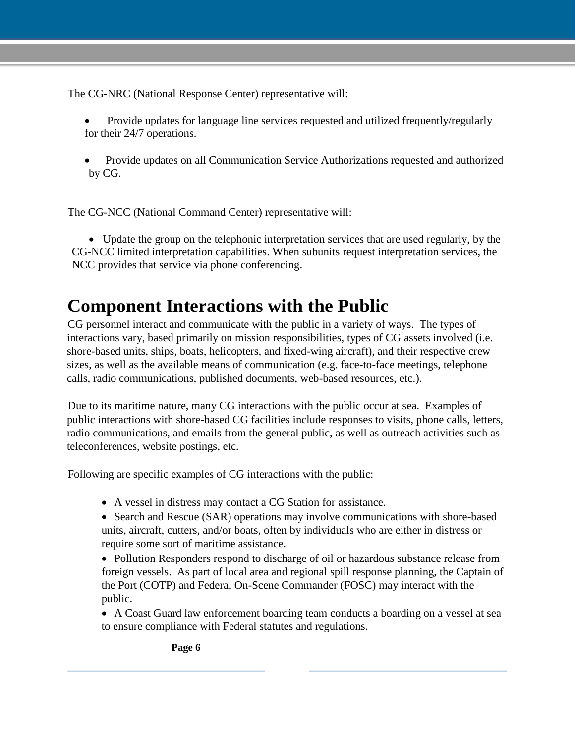The CG-NRC (National Response Center) representative will:

- Provide updates for language line services requested and utilized frequently/regularly for their 24/7 operations.
- Provide updates on all Communication Service Authorizations requested and authorized by CG.

The CG-NCC (National Command Center) representative will:

- Update the group on the telephonic interpretation services that are used regularly, by the CG-NCC limited interpretation capabilities. When subunits request interpretation services, the NCC provides that service via phone conferencing.

# Component Interactions with the Public

CG personnel interact and communicate with the public in a variety of ways. The types of interactions vary, based primarily on mission responsibilities, types of CG assets involved (i.e. shore-based units, ships, boats, helicopters, and fixed-wing aircraft), and their respective crew sizes, as well as the available means of communication (e.g. face-to-face meetings, telephone calls, radio communications, published documents, web-based resources, etc.).

Due to its maritime nature, many CG interactions with the public occur at sea. Examples of public interactions with shore-based CG facilities include responses to visits, phone calls, letters, radio communications, and emails from the general public, as well as outreach activities such as teleconferences, website postings, etc.

Following are specific examples of CG interactions with the public:

- A vessel in distress may contact a CG Station for assistance.
- Search and Rescue (SAR) operations may involve communications with shore-based units, aircraft, cutters, and/or boats, often by individuals who are either in distress or require some sort of maritime assistance.
- Pollution Responders respond to discharge of oil or hazardous substance release from foreign vessels. As part of local area and regional spill response planning, the Captain of the Port (COTP) and Federal On-Scene Commander (FOSC) may interact with the public.
- A Coast Guard law enforcement boarding team conducts a boarding on a vessel at sea to ensure compliance with Federal statutes and regulations.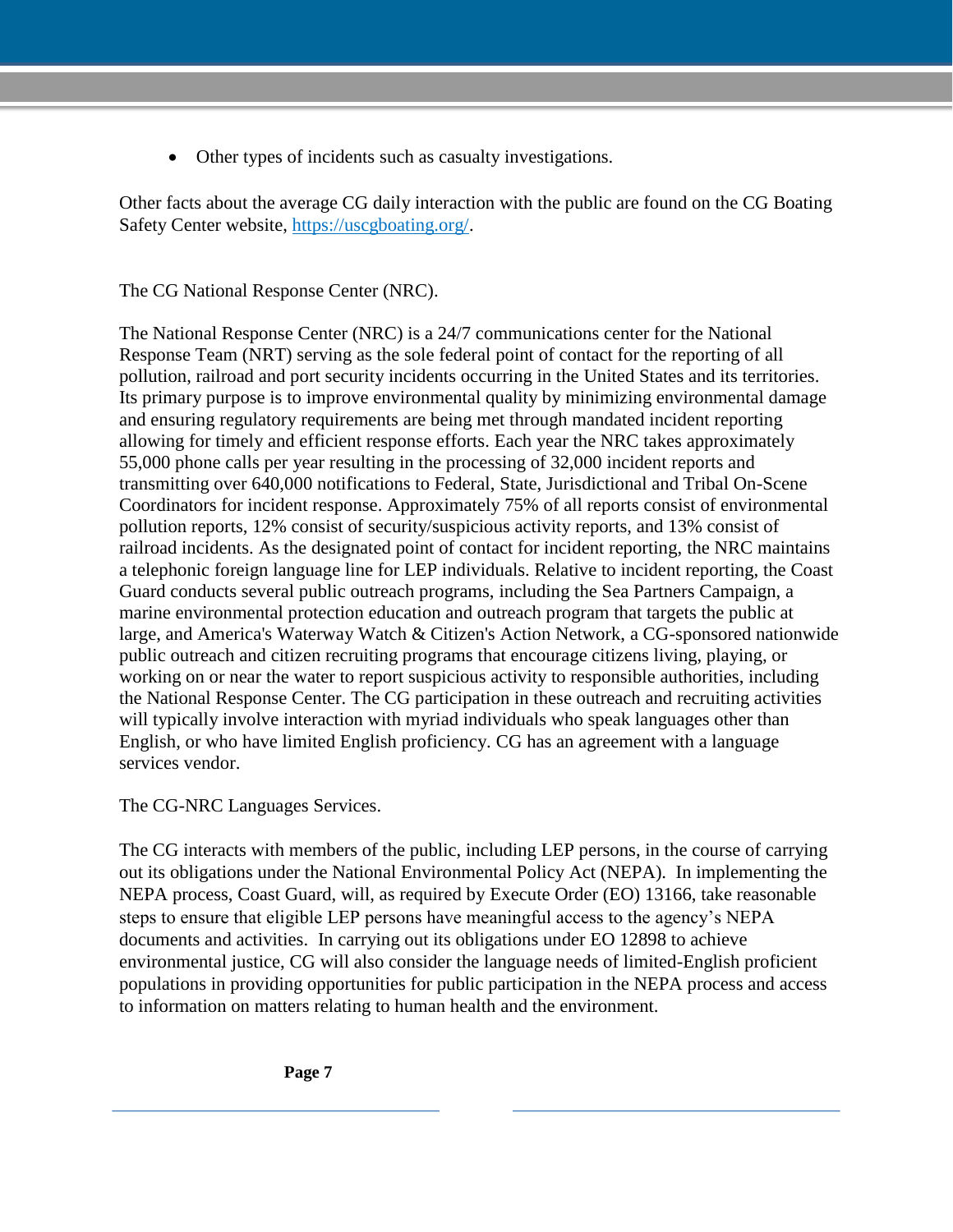- Other types of incidents such as casualty investigations.

Other facts about the average CG daily interaction with the public are found on the CG Boating Safety Center website, [https://uscgboating.org/](https://uscgboating.org/).

The CG National Response Center (NRC).

The National Response Center (NRC) is a 24/7 communications center for the National Response Team (NRT) serving as the sole federal point of contact for the reporting of all pollution, railroad and port security incidents occurring in the United States and its territories. Its primary purpose is to improve environmental quality by minimizing environmental damage and ensuring regulatory requirements are being met through mandated incident reporting allowing for timely and efficient response efforts. Each year the NRC takes approximately 55,000 phone calls per year resulting in the processing of 32,000 incident reports and transmitting over 640,000 notifications to Federal, State, Jurisdictional and Tribal On-Scene Coordinators for incident response. Approximately 75% of all reports consist of environmental pollution reports, 12% consist of security/suspicious activity reports, and 13% consist of railroad incidents. As the designated point of contact for incident reporting, the NRC maintains a telephonic foreign language line for LEP individuals. Relative to incident reporting, the Coast Guard conducts several public outreach programs, including the Sea Partners Campaign, a marine environmental protection education and outreach program that targets the public at large, and America's Waterway Watch & Citizen's Action Network, a CG-sponsored nationwide public outreach and citizen recruiting programs that encourage citizens living, playing, or working on or near the water to report suspicious activity to responsible authorities, including the National Response Center. The CG participation in these outreach and recruiting activities will typically involve interaction with myriad individuals who speak languages other than English, or who have limited English proficiency. CG has an agreement with a language services vendor.

The CG-NRC Languages Services.

The CG interacts with members of the public, including LEP persons, in the course of carrying out its obligations under the National Environmental Policy Act (NEPA). In implementing the NEPA process, Coast Guard, will, as required by Execute Order (EO) 13166, take reasonable steps to ensure that eligible LEP persons have meaningful access to the agency's NEPA documents and activities. In carrying out its obligations under EO 12898 to achieve environmental justice, CG will also consider the language needs of limited-English proficient populations in providing opportunities for public participation in the NEPA process and access to information on matters relating to human health and the environment.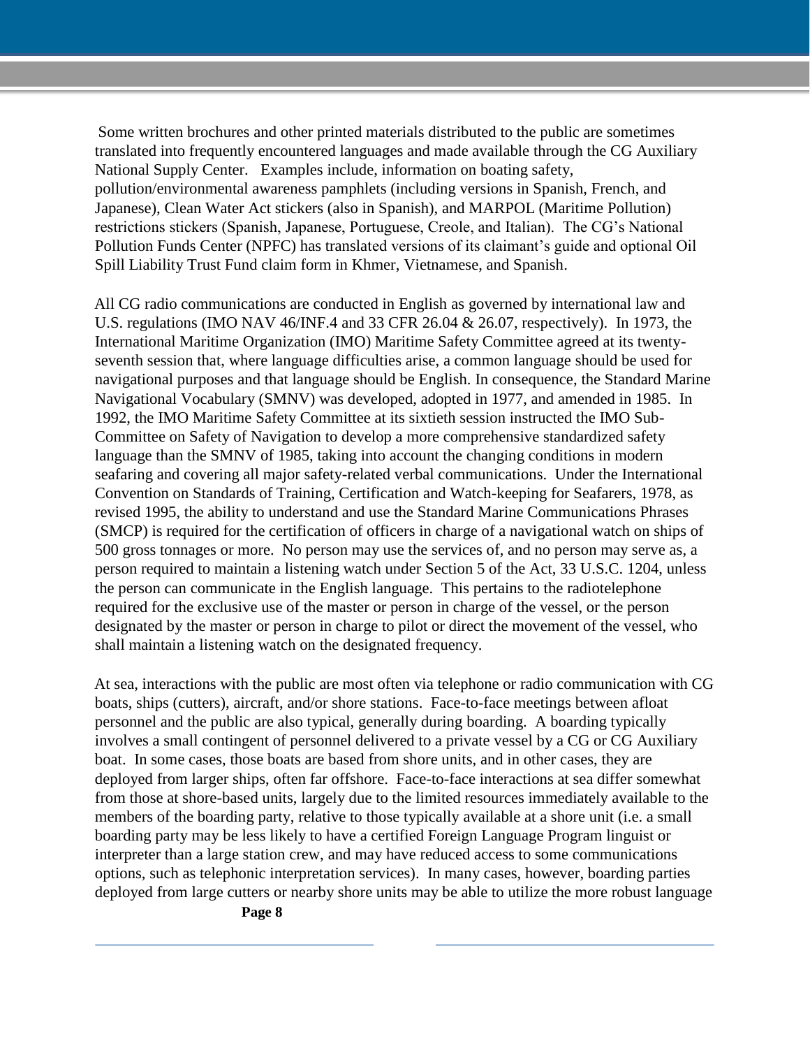Some written brochures and other printed materials distributed to the public are sometimes translated into frequently encountered languages and made available through the CG Auxiliary National Supply Center. Examples include, information on boating safety, pollution/environmental awareness pamphlets (including versions in Spanish, French, and Japanese), Clean Water Act stickers (also in Spanish), and MARPOL (Maritime Pollution) restrictions stickers (Spanish, Japanese, Portuguese, Creole, and Italian). The CG's National Pollution Funds Center (NPFC) has translated versions of its claimant's guide and optional Oil Spill Liability Trust Fund claim form in Khmer, Vietnamese, and Spanish.

All CG radio communications are conducted in English as governed by international law and U.S. regulations (IMO NAV 46/INF.4 and 33 CFR 26.04 & 26.07, respectively). In 1973, the International Maritime Organization (IMO) Maritime Safety Committee agreed at its twenty-seventh session that, where language difficulties arise, a common language should be used for navigational purposes and that language should be English. In consequence, the Standard Marine Navigational Vocabulary (SMNV) was developed, adopted in 1977, and amended in 1985. In 1992, the IMO Maritime Safety Committee at its sixtieth session instructed the IMO Sub-Committee on Safety of Navigation to develop a more comprehensive standardized safety language than the SMNV of 1985, taking into account the changing conditions in modern seafaring and covering all major safety-related verbal communications. Under the International Convention on Standards of Training, Certification and Watch-keeping for Seafarers, 1978, as revised 1995, the ability to understand and use the Standard Marine Communications Phrases (SMCP) is required for the certification of officers in charge of a navigational watch on ships of 500 gross tonnages or more. No person may use the services of, and no person may serve as, a person required to maintain a listening watch under Section 5 of the Act, 33 U.S.C. 1204, unless the person can communicate in the English language. This pertains to the radiotelephone required for the exclusive use of the master or person in charge of the vessel, or the person designated by the master or person in charge to pilot or direct the movement of the vessel, who shall maintain a listening watch on the designated frequency.

At sea, interactions with the public are most often via telephone or radio communication with CG boats, ships (cutters), aircraft, and/or shore stations. Face-to-face meetings between afloat personnel and the public are also typical, generally during boarding. A boarding typically involves a small contingent of personnel delivered to a private vessel by a CG or CG Auxiliary boat. In some cases, those boats are based from shore units, and in other cases, they are deployed from larger ships, often far offshore. Face-to-face interactions at sea differ somewhat from those at shore-based units, largely due to the limited resources immediately available to the members of the boarding party, relative to those typically available at a shore unit (i.e. a small boarding party may be less likely to have a certified Foreign Language Program linguist or interpreter than a large station crew, and may have reduced access to some communications options, such as telephonic interpretation services). In many cases, however, boarding parties deployed from large cutters or nearby shore units may be able to utilize the more robust language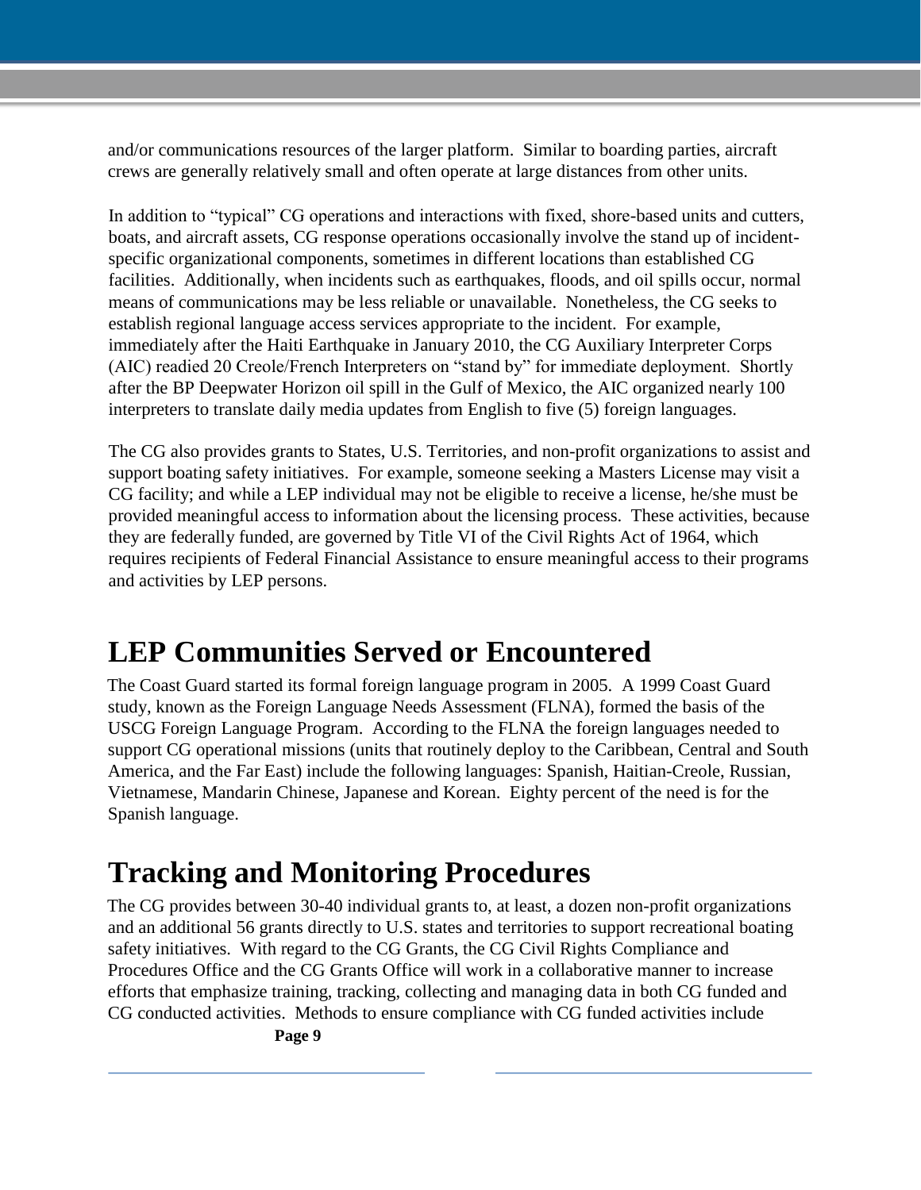and/or communications resources of the larger platform. Similar to boarding parties, aircraft crews are generally relatively small and often operate at large distances from other units.

In addition to "typical" CG operations and interactions with fixed, shore-based units and cutters, boats, and aircraft assets, CG response operations occasionally involve the stand up of incident-specific organizational components, sometimes in different locations than established CG facilities. Additionally, when incidents such as earthquakes, floods, and oil spills occur, normal means of communications may be less reliable or unavailable. Nonetheless, the CG seeks to establish regional language access services appropriate to the incident. For example, immediately after the Haiti Earthquake in January 2010, the CG Auxiliary Interpreter Corps (AIC) readied 20 Creole/French Interpreters on "stand by" for immediate deployment. Shortly after the BP Deepwater Horizon oil spill in the Gulf of Mexico, the AIC organized nearly 100 interpreters to translate daily media updates from English to five (5) foreign languages.

The CG also provides grants to States, U.S. Territories, and non-profit organizations to assist and support boating safety initiatives. For example, someone seeking a Masters License may visit a CG facility; and while a LEP individual may not be eligible to receive a license, he/she must be provided meaningful access to information about the licensing process. These activities, because they are federally funded, are governed by Title VI of the Civil Rights Act of 1964, which requires recipients of Federal Financial Assistance to ensure meaningful access to their programs and activities by LEP persons.

# LEP Communities Served or Encountered

The Coast Guard started its formal foreign language program in 2005. A 1999 Coast Guard study, known as the Foreign Language Needs Assessment (FLNA), formed the basis of the USCG Foreign Language Program. According to the FLNA the foreign languages needed to support CG operational missions (units that routinely deploy to the Caribbean, Central and South America, and the Far East) include the following languages: Spanish, Haitian-Creole, Russian, Vietnamese, Mandarin Chinese, Japanese and Korean. Eighty percent of the need is for the Spanish language.

# Tracking and Monitoring Procedures

The CG provides between 30-40 individual grants to, at least, a dozen non-profit organizations and an additional 56 grants directly to U.S. states and territories to support recreational boating safety initiatives. With regard to the CG Grants, the CG Civil Rights Compliance and Procedures Office and the CG Grants Office will work in a collaborative manner to increase efforts that emphasize training, tracking, collecting and managing data in both CG funded and CG conducted activities. Methods to ensure compliance with CG funded activities include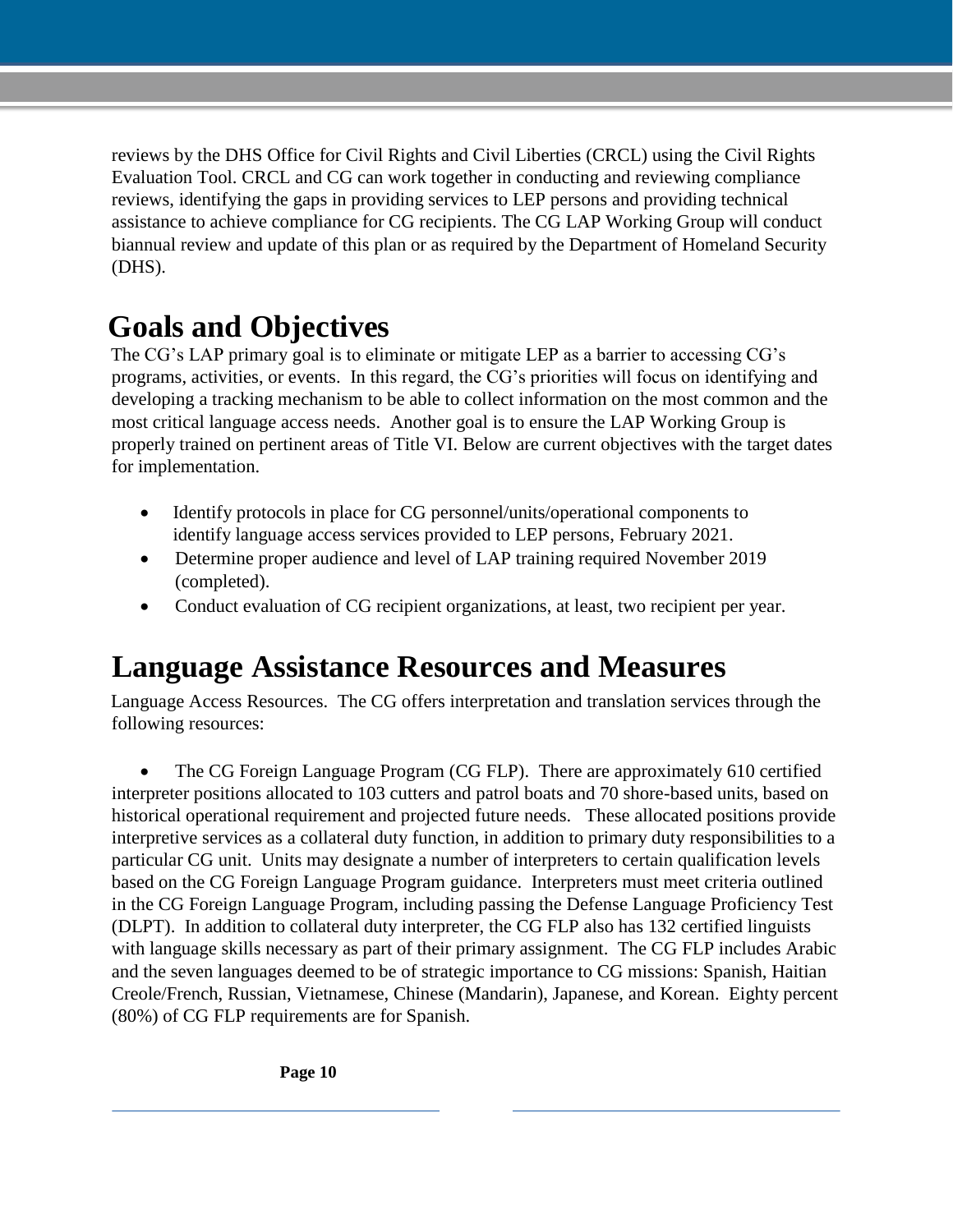reviews by the DHS Office for Civil Rights and Civil Liberties (CRCL) using the Civil Rights Evaluation Tool. CRCL and CG can work together in conducting and reviewing compliance reviews, identifying the gaps in providing services to LEP persons and providing technical assistance to achieve compliance for CG recipients. The CG LAP Working Group will conduct biannual review and update of this plan or as required by the Department of Homeland Security (DHS).

# Goals and Objectives

The CG's LAP primary goal is to eliminate or mitigate LEP as a barrier to accessing CG's programs, activities, or events. In this regard, the CG's priorities will focus on identifying and developing a tracking mechanism to be able to collect information on the most common and the most critical language access needs. Another goal is to ensure the LAP Working Group is properly trained on pertinent areas of Title VI. Below are current objectives with the target dates for implementation.

- Identify protocols in place for CG personnel/units/operational components to identify language access services provided to LEP persons, February 2021.
- Determine proper audience and level of LAP training required November 2019 (completed).
- Conduct evaluation of CG recipient organizations, at least, two recipient per year.

# Language Assistance Resources and Measures

Language Access Resources. The CG offers interpretation and translation services through the following resources:

- The CG Foreign Language Program (CG FLP). There are approximately 610 certified interpreter positions allocated to 103 cutters and patrol boats and 70 shore-based units, based on historical operational requirement and projected future needs. These allocated positions provide interpretive services as a collateral duty function, in addition to primary duty responsibilities to a particular CG unit. Units may designate a number of interpreters to certain qualification levels based on the CG Foreign Language Program guidance. Interpreters must meet criteria outlined in the CG Foreign Language Program, including passing the Defense Language Proficiency Test (DLPT). In addition to collateral duty interpreter, the CG FLP also has 132 certified linguists with language skills necessary as part of their primary assignment. The CG FLP includes Arabic and the seven languages deemed to be of strategic importance to CG missions: Spanish, Haitian Creole/French, Russian, Vietnamese, Chinese (Mandarin), Japanese, and Korean. Eighty percent (80%) of CG FLP requirements are for Spanish.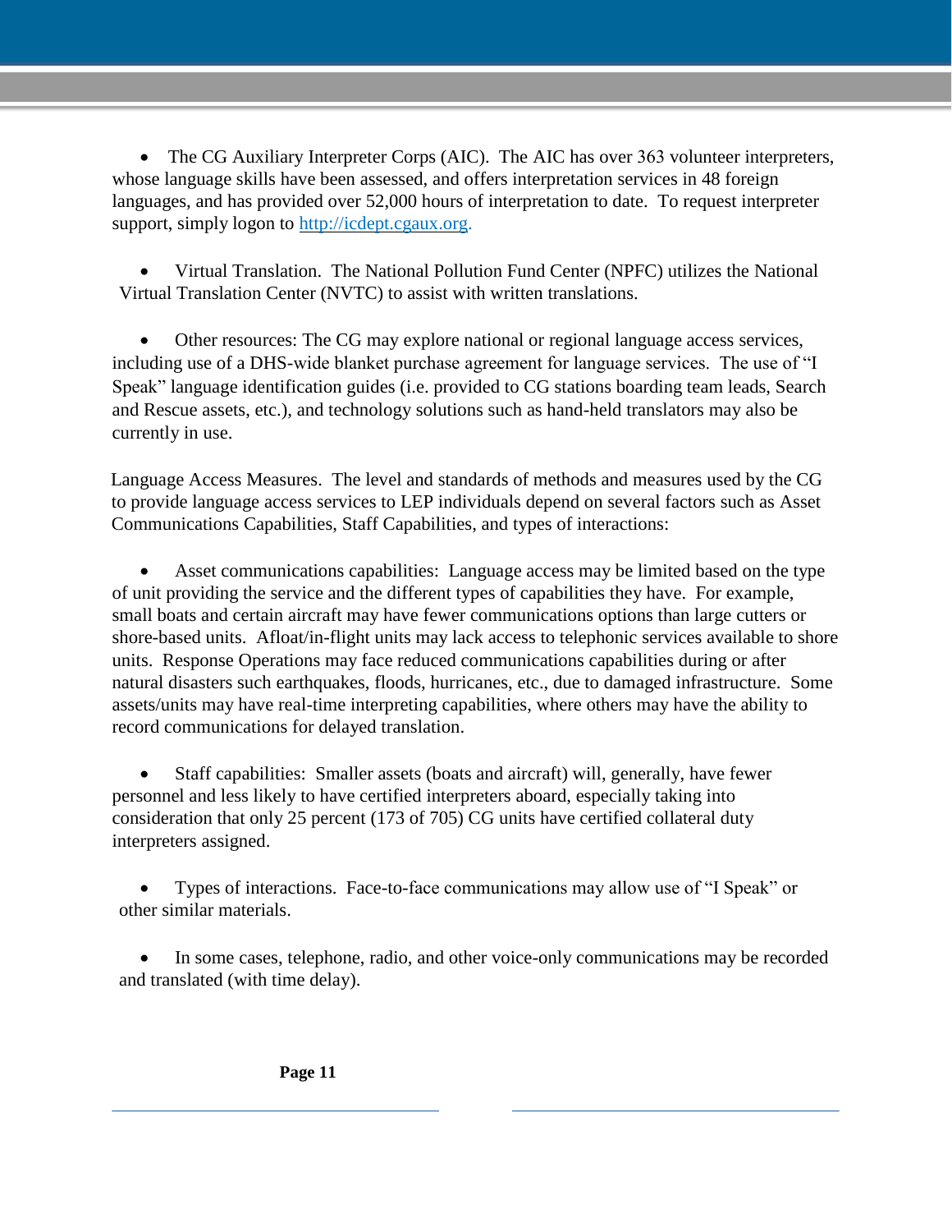- The CG Auxiliary Interpreter Corps (AIC). The AIC has over 363 volunteer interpreters, whose language skills have been assessed, and offers interpretation services in 48 foreign languages, and has provided over 52,000 hours of interpretation to date. To request interpreter support, simply logon to [http://icdept.cgaux.org](http://icdept.cgaux.org).

- Virtual Translation. The National Pollution Fund Center (NPFC) utilizes the National Virtual Translation Center (NVTC) to assist with written translations.

- Other resources: The CG may explore national or regional language access services, including use of a DHS-wide blanket purchase agreement for language services. The use of "I Speak" language identification guides (i.e. provided to CG stations boarding team leads, Search and Rescue assets, etc.), and technology solutions such as hand-held translators may also be currently in use.

Language Access Measures. The level and standards of methods and measures used by the CG to provide language access services to LEP individuals depend on several factors such as Asset Communications Capabilities, Staff Capabilities, and types of interactions:

- Asset communications capabilities: Language access may be limited based on the type of unit providing the service and the different types of capabilities they have. For example, small boats and certain aircraft may have fewer communications options than large cutters or shore-based units. Afloat/in-flight units may lack access to telephonic services available to shore units. Response Operations may face reduced communications capabilities during or after natural disasters such earthquakes, floods, hurricanes, etc., due to damaged infrastructure. Some assets/units may have real-time interpreting capabilities, where others may have the ability to record communications for delayed translation.

- Staff capabilities: Smaller assets (boats and aircraft) will, generally, have fewer personnel and less likely to have certified interpreters aboard, especially taking into consideration that only 25 percent (173 of 705) CG units have certified collateral duty interpreters assigned.

- Types of interactions. Face-to-face communications may allow use of "I Speak" or other similar materials.

- In some cases, telephone, radio, and other voice-only communications may be recorded and translated (with time delay).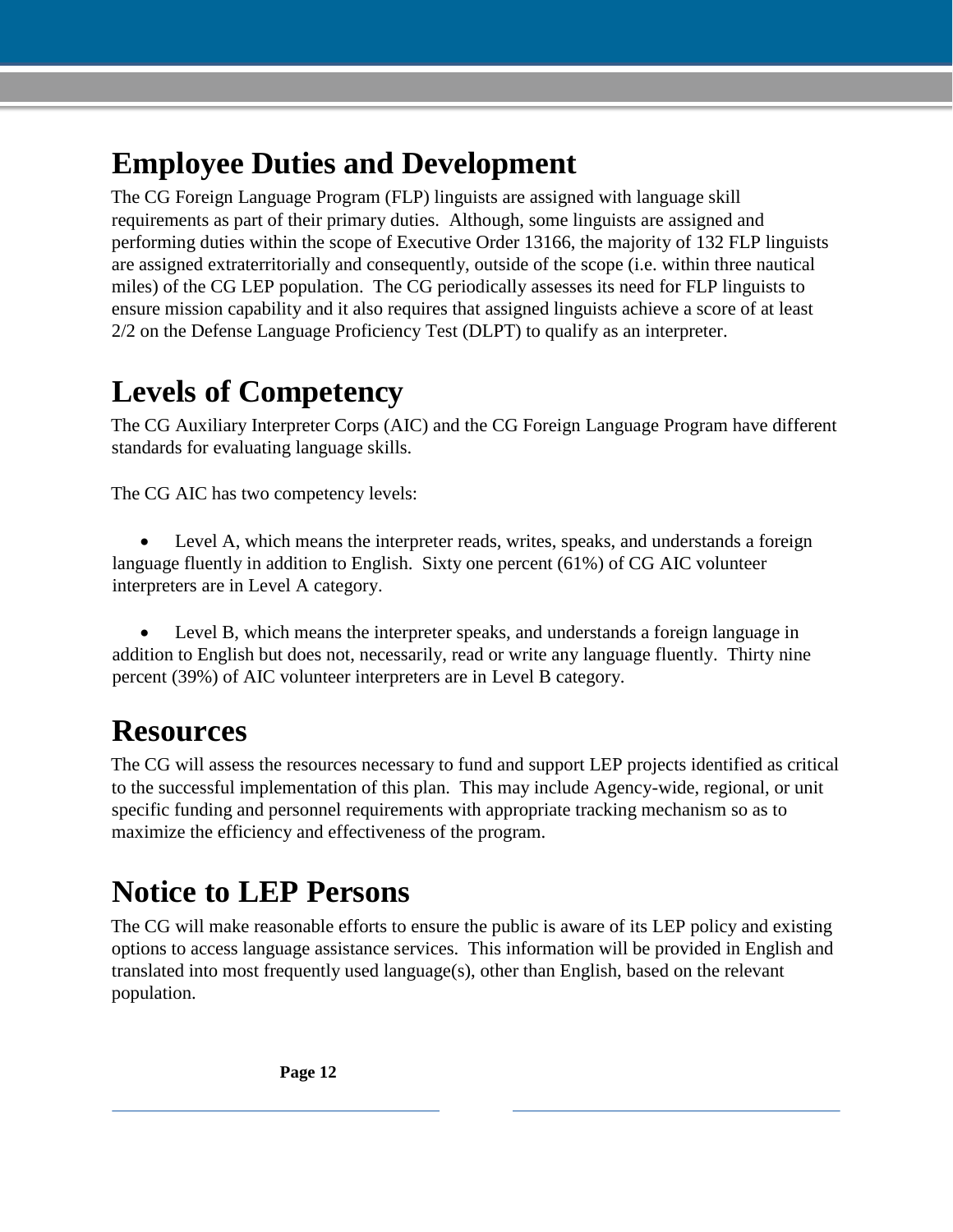# Employee Duties and Development

The CG Foreign Language Program (FLP) linguists are assigned with language skill requirements as part of their primary duties. Although, some linguists are assigned and performing duties within the scope of Executive Order 13166, the majority of 132 FLP linguists are assigned extraterritorially and consequently, outside of the scope (i.e. within three nautical miles) of the CG LEP population. The CG periodically assesses its need for FLP linguists to ensure mission capability and it also requires that assigned linguists achieve a score of at least 2/2 on the Defense Language Proficiency Test (DLPT) to qualify as an interpreter.

# Levels of Competency

The CG Auxiliary Interpreter Corps (AIC) and the CG Foreign Language Program have different standards for evaluating language skills.

The CG AIC has two competency levels:

- Level A, which means the interpreter reads, writes, speaks, and understands a foreign language fluently in addition to English. Sixty one percent (61%) of CG AIC volunteer interpreters are in Level A category.

- Level B, which means the interpreter speaks, and understands a foreign language in addition to English but does not, necessarily, read or write any language fluently. Thirty nine percent (39%) of AIC volunteer interpreters are in Level B category.

# Resources

The CG will assess the resources necessary to fund and support LEP projects identified as critical to the successful implementation of this plan. This may include Agency-wide, regional, or unit specific funding and personnel requirements with appropriate tracking mechanism so as to maximize the efficiency and effectiveness of the program.

# Notice to LEP Persons

The CG will make reasonable efforts to ensure the public is aware of its LEP policy and existing options to access language assistance services. This information will be provided in English and translated into most frequently used language(s), other than English, based on the relevant population.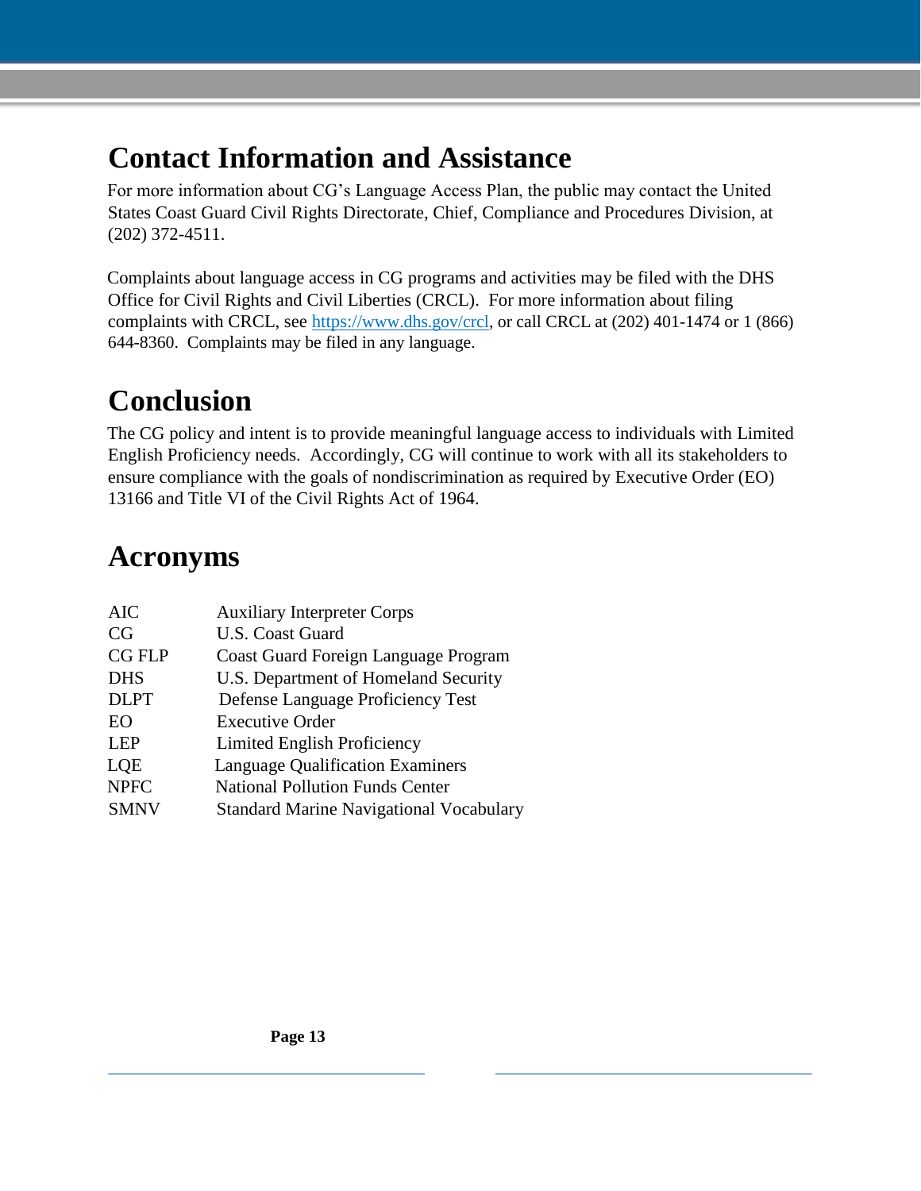## Contact Information and Assistance

For more information about CG's Language Access Plan, the public may contact the United States Coast Guard Civil Rights Directorate, Chief, Compliance and Procedures Division, at (202) 372-4511.

Complaints about language access in CG programs and activities may be filed with the DHS Office for Civil Rights and Civil Liberties (CRCL). For more information about filing complaints with CRCL, see https://www.dhs.gov/crcl, or call CRCL at (202) 401-1474 or 1 (866) 644-8360. Complaints may be filed in any language.

## Conclusion

The CG policy and intent is to provide meaningful language access to individuals with Limited English Proficiency needs. Accordingly, CG will continue to work with all its stakeholders to ensure compliance with the goals of nondiscrimination as required by Executive Order (EO) 13166 and Title VI of the Civil Rights Act of 1964.

## Acronyms

| | |
|---|---|
| AIC | Auxiliary Interpreter Corps |
| CG | U.S. Coast Guard |
| CG FLP | Coast Guard Foreign Language Program |
| DHS | U.S. Department of Homeland Security |
| DLPT | Defense Language Proficiency Test |
| EO | Executive Order |
| LEP | Limited English Proficiency |
| LQE | Language Qualification Examiners |
| NPFC | National Pollution Funds Center |
| SMNV | Standard Marine Navigational Vocabulary |